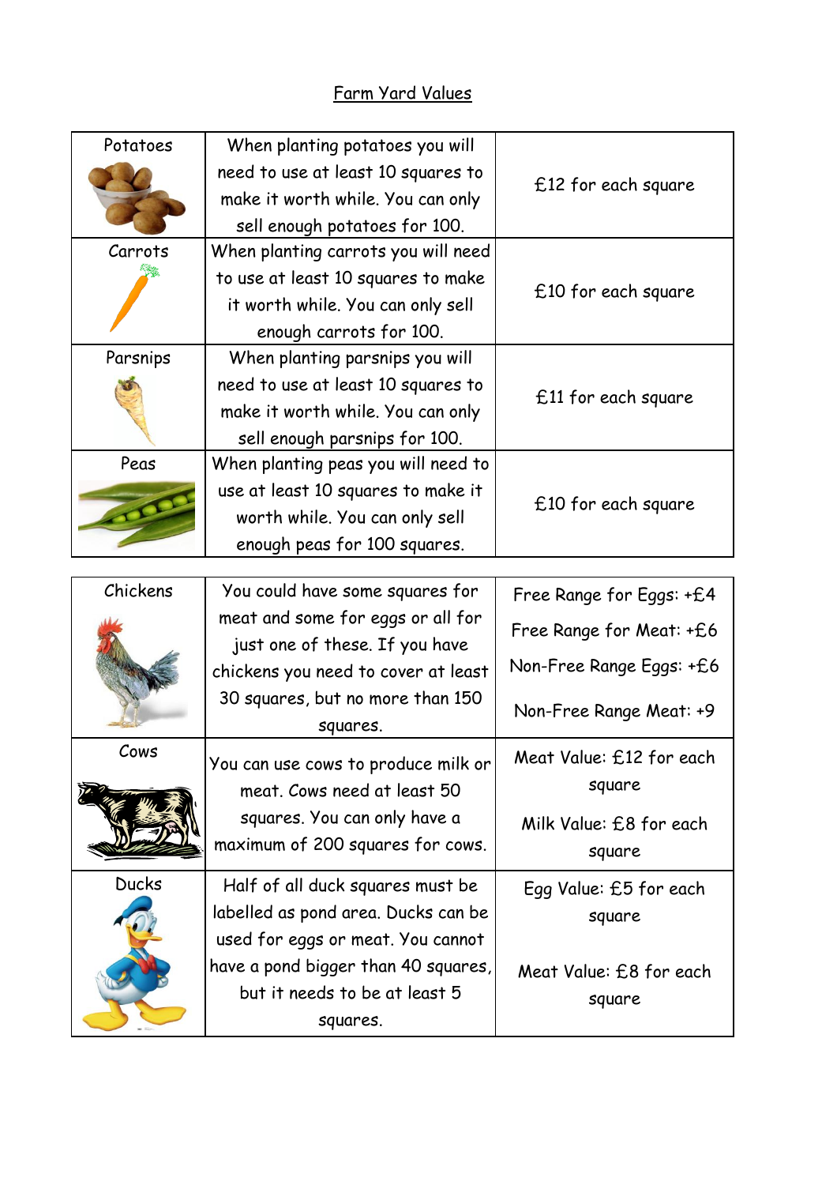# Farm Yard Values

| | | |
|---|---|---|
| Potatoes | When planting potatoes you will need to use at least 10 squares to make it worth while. You can only sell enough potatoes for 100. | £12 for each square |
| Carrots | When planting carrots you will need to use at least 10 squares to make it worth while. You can only sell enough carrots for 100. | £10 for each square |
| Parsnips | When planting parsnips you will need to use at least 10 squares to make it worth while. You can only sell enough parsnips for 100. | £11 for each square |
| Peas | When planting peas you will need to use at least 10 squares to make it worth while. You can only sell enough peas for 100 squares. | £10 for each square |

| | | |
|---|---|---|
| Chickens | You could have some squares for meat and some for eggs or all for just one of these. If you have chickens you need to cover at least 30 squares, but no more than 150 squares. | Free Range for Eggs: +£4<br>Free Range for Meat: +£6<br>Non-Free Range Eggs: +£6<br>Non-Free Range Meat: +9 |
| Cows | You can use cows to produce milk or meat. Cows need at least 50 squares. You can only have a maximum of 200 squares for cows. | Meat Value: £12 for each square<br>Milk Value: £8 for each square |
| Ducks | Half of all duck squares must be labelled as pond area. Ducks can be used for eggs or meat. You cannot have a pond bigger than 40 squares, but it needs to be at least 5 squares. | Egg Value: £5 for each square<br>Meat Value: £8 for each square |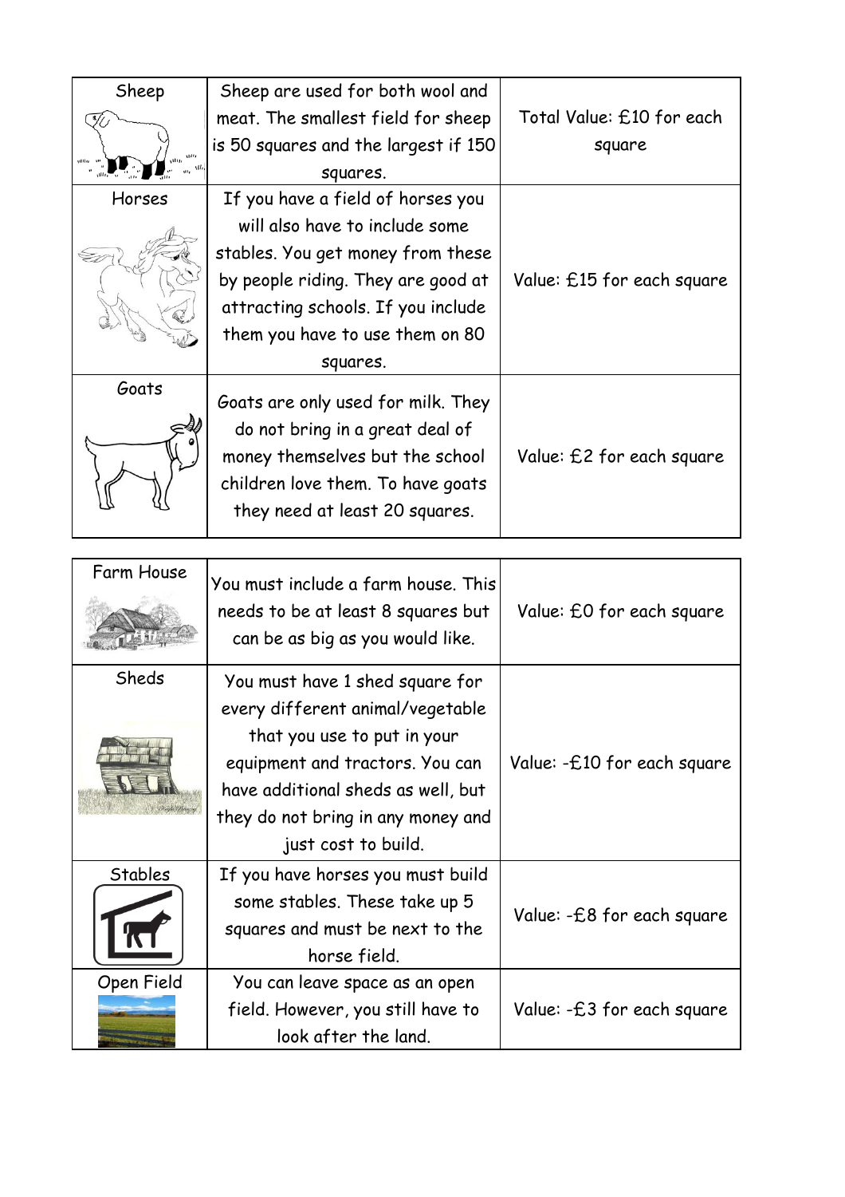| | | |
|---|---|---|
| Sheep | Sheep are used for both wool and meat. The smallest field for sheep is 50 squares and the largest if 150 squares. | Total Value: £10 for each square |
| Horses | If you have a field of horses you will also have to include some stables. You get money from these by people riding. They are good at attracting schools. If you include them you have to use them on 80 squares. | Value: £15 for each square |
| Goats | Goats are only used for milk. They do not bring in a great deal of money themselves but the school children love them. To have goats they need at least 20 squares. | Value: £2 for each square |

| | | |
|---|---|---|
| Farm House | You must include a farm house. This needs to be at least 8 squares but can be as big as you would like. | Value: £0 for each square |
| Sheds | You must have 1 shed square for every different animal/vegetable that you use to put in your equipment and tractors. You can have additional sheds as well, but they do not bring in any money and just cost to build. | Value: -£10 for each square |
| Stables | If you have horses you must build some stables. These take up 5 squares and must be next to the horse field. | Value: -£8 for each square |
| Open Field | You can leave space as an open field. However, you still have to look after the land. | Value: -£3 for each square |